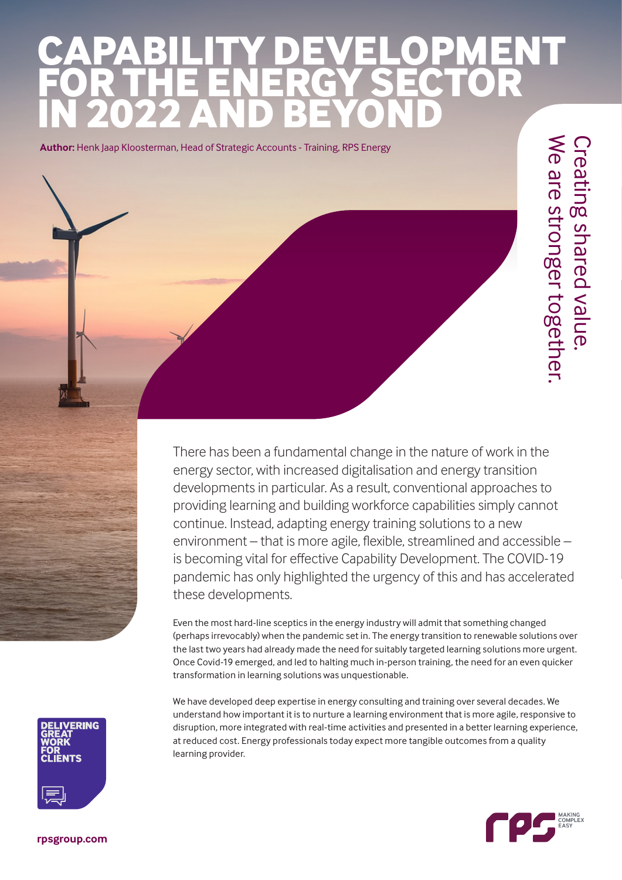# CAPABILITY DEVELOPMENT FOR THE ENERGY SECTOR IN 2022 AND BEYOND

**Author:** Henk Jaap Kloosterman, Head of Strategic Accounts - Training, RPS Energy

Creating shared value.
We are stronger together.

There has been a fundamental change in the nature of work in the energy sector, with increased digitalisation and energy transition developments in particular. As a result, conventional approaches to providing learning and building workforce capabilities simply cannot continue. Instead, adapting energy training solutions to a new environment – that is more agile, flexible, streamlined and accessible – is becoming vital for effective Capability Development. The COVID-19 pandemic has only highlighted the urgency of this and has accelerated these developments.

Even the most hard-line sceptics in the energy industry will admit that something changed (perhaps irrevocably) when the pandemic set in. The energy transition to renewable solutions over the last two years had already made the need for suitably targeted learning solutions more urgent. Once Covid-19 emerged, and led to halting much in-person training, the need for an even quicker transformation in learning solutions was unquestionable.

We have developed deep expertise in energy consulting and training over several decades. We understand how important it is to nurture a learning environment that is more agile, responsive to disruption, more integrated with real-time activities and presented in a better learning experience, at reduced cost. Energy professionals today expect more tangible outcomes from a quality learning provider.

DELIVERING GREAT WORK FOR CLIENTS

rpsgroup.com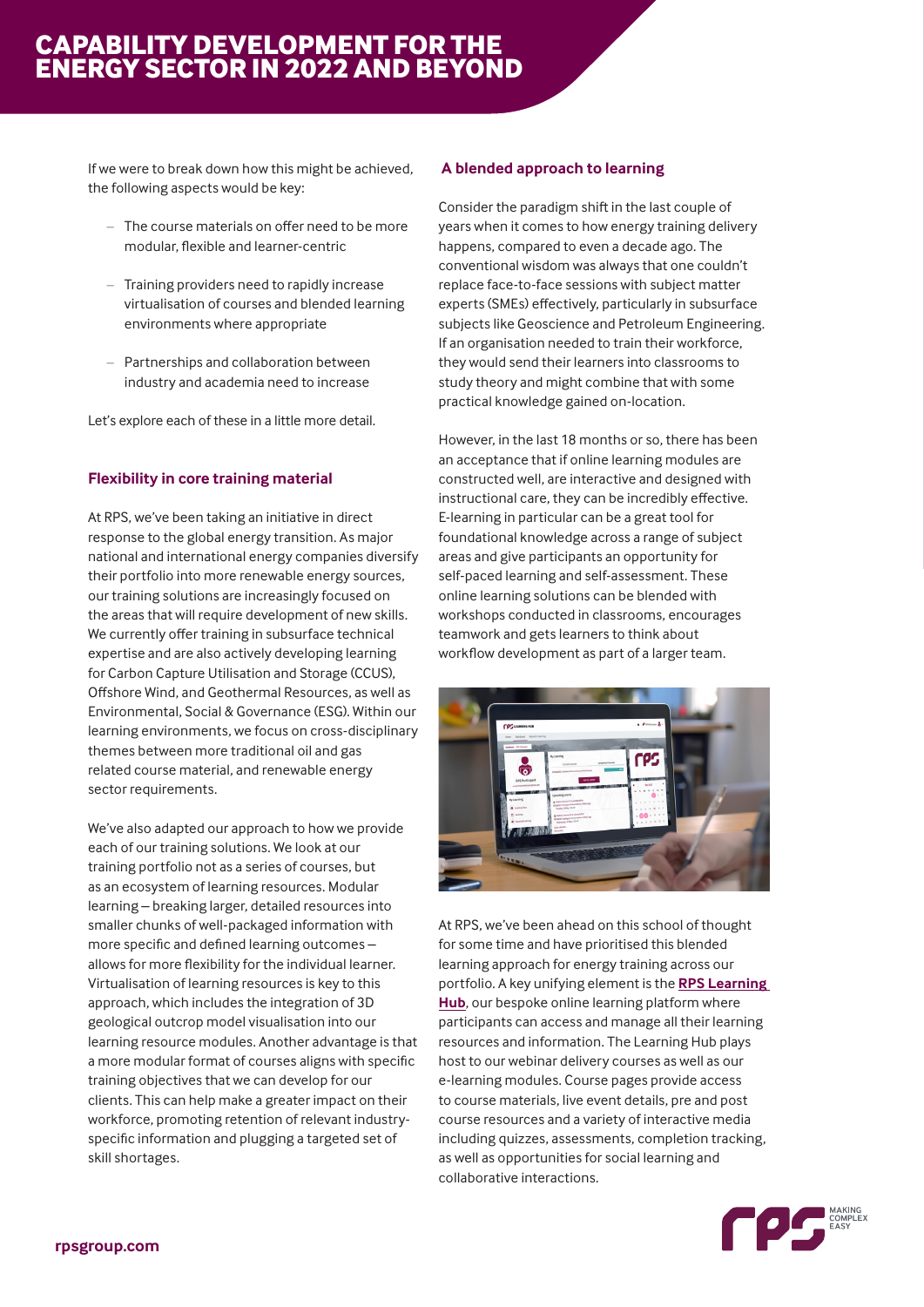# CAPABILITY DEVELOPMENT FOR THE ENERGY SECTOR IN 2022 AND BEYOND

If we were to break down how this might be achieved, the following aspects would be key:

- The course materials on offer need to be more modular, flexible and learner-centric
- Training providers need to rapidly increase virtualisation of courses and blended learning environments where appropriate
- Partnerships and collaboration between industry and academia need to increase

Let's explore each of these in a little more detail.

### Flexibility in core training material

At RPS, we've been taking an initiative in direct response to the global energy transition. As major national and international energy companies diversify their portfolio into more renewable energy sources, our training solutions are increasingly focused on the areas that will require development of new skills. We currently offer training in subsurface technical expertise and are also actively developing learning for Carbon Capture Utilisation and Storage (CCUS), Offshore Wind, and Geothermal Resources, as well as Environmental, Social & Governance (ESG). Within our learning environments, we focus on cross-disciplinary themes between more traditional oil and gas related course material, and renewable energy sector requirements.

We've also adapted our approach to how we provide each of our training solutions. We look at our training portfolio not as a series of courses, but as an ecosystem of learning resources. Modular learning – breaking larger, detailed resources into smaller chunks of well-packaged information with more specific and defined learning outcomes – allows for more flexibility for the individual learner. Virtualisation of learning resources is key to this approach, which includes the integration of 3D geological outcrop model visualisation into our learning resource modules. Another advantage is that a more modular format of courses aligns with specific training objectives that we can develop for our clients. This can help make a greater impact on their workforce, promoting retention of relevant industry-specific information and plugging a targeted set of skill shortages.

### A blended approach to learning

Consider the paradigm shift in the last couple of years when it comes to how energy training delivery happens, compared to even a decade ago. The conventional wisdom was always that one couldn't replace face-to-face sessions with subject matter experts (SMEs) effectively, particularly in subsurface subjects like Geoscience and Petroleum Engineering. If an organisation needed to train their workforce, they would send their learners into classrooms to study theory and might combine that with some practical knowledge gained on-location.

However, in the last 18 months or so, there has been an acceptance that if online learning modules are constructed well, are interactive and designed with instructional care, they can be incredibly effective. E-learning in particular can be a great tool for foundational knowledge across a range of subject areas and give participants an opportunity for self-paced learning and self-assessment. These online learning solutions can be blended with workshops conducted in classrooms, encourages teamwork and gets learners to think about workflow development as part of a larger team.

At RPS, we've been ahead on this school of thought for some time and have prioritised this blended learning approach for energy training across our portfolio. A key unifying element is the **RPS Learning Hub**, our bespoke online learning platform where participants can access and manage all their learning resources and information. The Learning Hub plays host to our webinar delivery courses as well as our e-learning modules. Course pages provide access to course materials, live event details, pre and post course resources and a variety of interactive media including quizzes, assessments, completion tracking, as well as opportunities for social learning and collaborative interactions.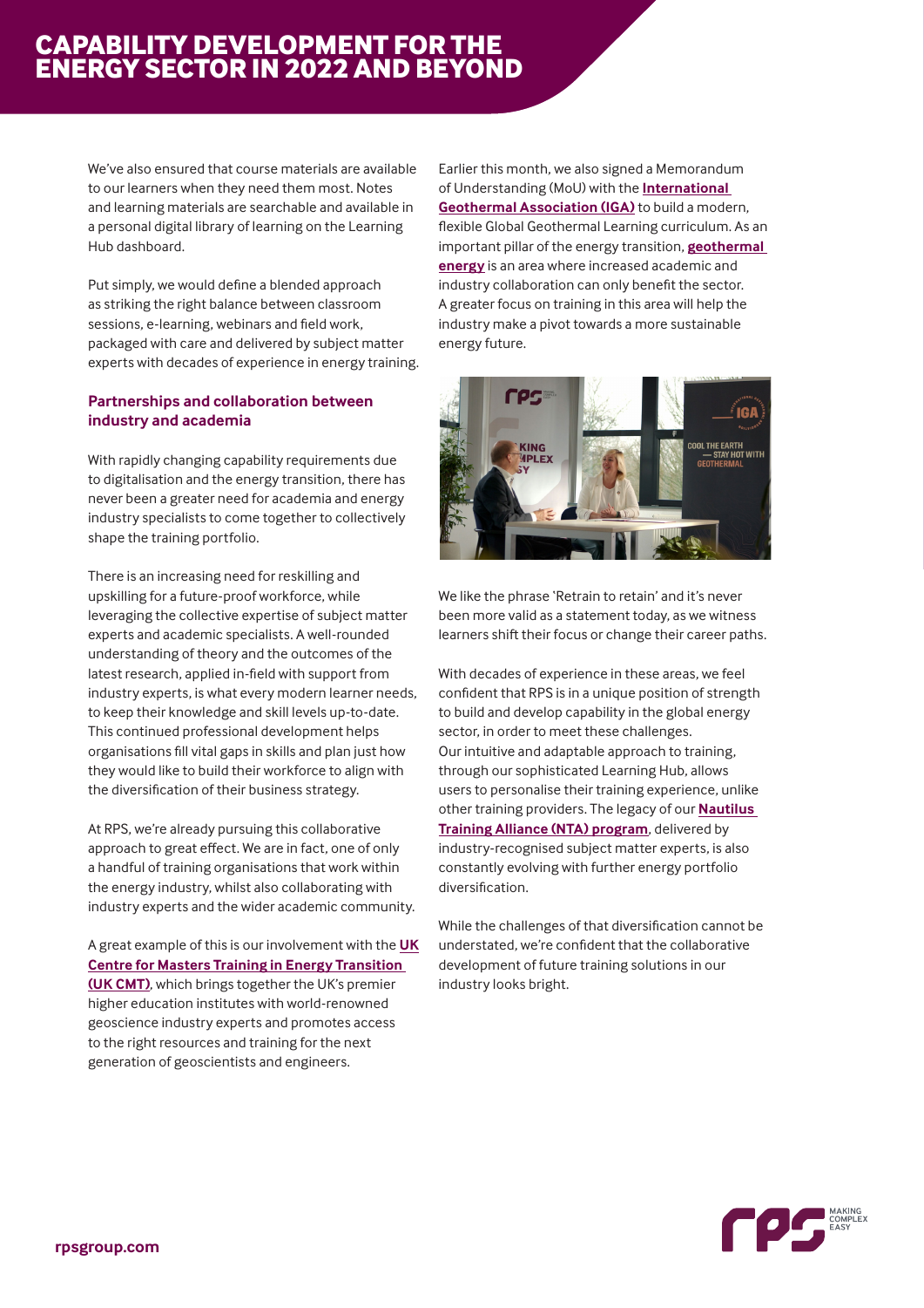# CAPABILITY DEVELOPMENT FOR THE ENERGY SECTOR IN 2022 AND BEYOND

We've also ensured that course materials are available to our learners when they need them most. Notes and learning materials are searchable and available in a personal digital library of learning on the Learning Hub dashboard.

Put simply, we would define a blended approach as striking the right balance between classroom sessions, e-learning, webinars and field work, packaged with care and delivered by subject matter experts with decades of experience in energy training.

### Partnerships and collaboration between industry and academia

With rapidly changing capability requirements due to digitalisation and the energy transition, there has never been a greater need for academia and energy industry specialists to come together to collectively shape the training portfolio.

There is an increasing need for reskilling and upskilling for a future-proof workforce, while leveraging the collective expertise of subject matter experts and academic specialists. A well-rounded understanding of theory and the outcomes of the latest research, applied in-field with support from industry experts, is what every modern learner needs, to keep their knowledge and skill levels up-to-date. This continued professional development helps organisations fill vital gaps in skills and plan just how they would like to build their workforce to align with the diversification of their business strategy.

At RPS, we're already pursuing this collaborative approach to great effect. We are in fact, one of only a handful of training organisations that work within the energy industry, whilst also collaborating with industry experts and the wider academic community.

A great example of this is our involvement with the **UK Centre for Masters Training in Energy Transition (UK CMT)**, which brings together the UK's premier higher education institutes with world-renowned geoscience industry experts and promotes access to the right resources and training for the next generation of geoscientists and engineers.

Earlier this month, we also signed a Memorandum of Understanding (MoU) with the **International Geothermal Association (IGA)** to build a modern, flexible Global Geothermal Learning curriculum. As an important pillar of the energy transition, **geothermal energy** is an area where increased academic and industry collaboration can only benefit the sector. A greater focus on training in this area will help the industry make a pivot towards a more sustainable energy future.

We like the phrase 'Retrain to retain' and it's never been more valid as a statement today, as we witness learners shift their focus or change their career paths.

With decades of experience in these areas, we feel confident that RPS is in a unique position of strength to build and develop capability in the global energy sector, in order to meet these challenges. Our intuitive and adaptable approach to training, through our sophisticated Learning Hub, allows users to personalise their training experience, unlike other training providers. The legacy of our **Nautilus Training Alliance (NTA) program**, delivered by industry-recognised subject matter experts, is also constantly evolving with further energy portfolio diversification.

While the challenges of that diversification cannot be understated, we're confident that the collaborative development of future training solutions in our industry looks bright.

rpsgroup.com